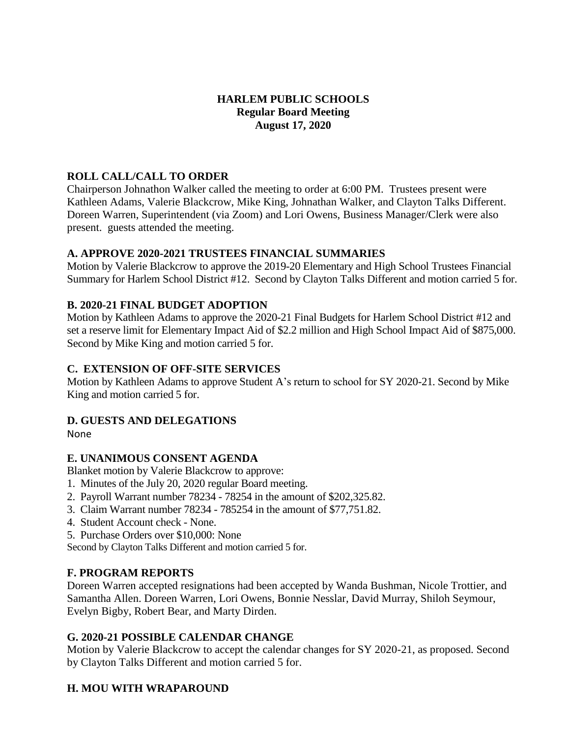**HARLEM PUBLIC SCHOOLS**
**Regular Board Meeting**
**August 17, 2020**

## ROLL CALL/CALL TO ORDER

Chairperson Johnathon Walker called the meeting to order at 6:00 PM. Trustees present were Kathleen Adams, Valerie Blackcrow, Mike King, Johnathan Walker, and Clayton Talks Different. Doreen Warren, Superintendent (via Zoom) and Lori Owens, Business Manager/Clerk were also present. guests attended the meeting.

## A. APPROVE 2020-2021 TRUSTEES FINANCIAL SUMMARIES

Motion by Valerie Blackcrow to approve the 2019-20 Elementary and High School Trustees Financial Summary for Harlem School District #12. Second by Clayton Talks Different and motion carried 5 for.

## B. 2020-21 FINAL BUDGET ADOPTION

Motion by Kathleen Adams to approve the 2020-21 Final Budgets for Harlem School District #12 and set a reserve limit for Elementary Impact Aid of $2.2 million and High School Impact Aid of $875,000. Second by Mike King and motion carried 5 for.

## C. EXTENSION OF OFF-SITE SERVICES

Motion by Kathleen Adams to approve Student A's return to school for SY 2020-21. Second by Mike King and motion carried 5 for.

## D. GUESTS AND DELEGATIONS

None

## E. UNANIMOUS CONSENT AGENDA

Blanket motion by Valerie Blackcrow to approve:

1. Minutes of the July 20, 2020 regular Board meeting.
2. Payroll Warrant number 78234 - 78254 in the amount of $202,325.82.
3. Claim Warrant number 78234 - 785254 in the amount of $77,751.82.
4. Student Account check - None.
5. Purchase Orders over $10,000: None

Second by Clayton Talks Different and motion carried 5 for.

## F. PROGRAM REPORTS

Doreen Warren accepted resignations had been accepted by Wanda Bushman, Nicole Trottier, and Samantha Allen. Doreen Warren, Lori Owens, Bonnie Nesslar, David Murray, Shiloh Seymour, Evelyn Bigby, Robert Bear, and Marty Dirden.

## G. 2020-21 POSSIBLE CALENDAR CHANGE

Motion by Valerie Blackcrow to accept the calendar changes for SY 2020-21, as proposed. Second by Clayton Talks Different and motion carried 5 for.

## H. MOU WITH WRAPAROUND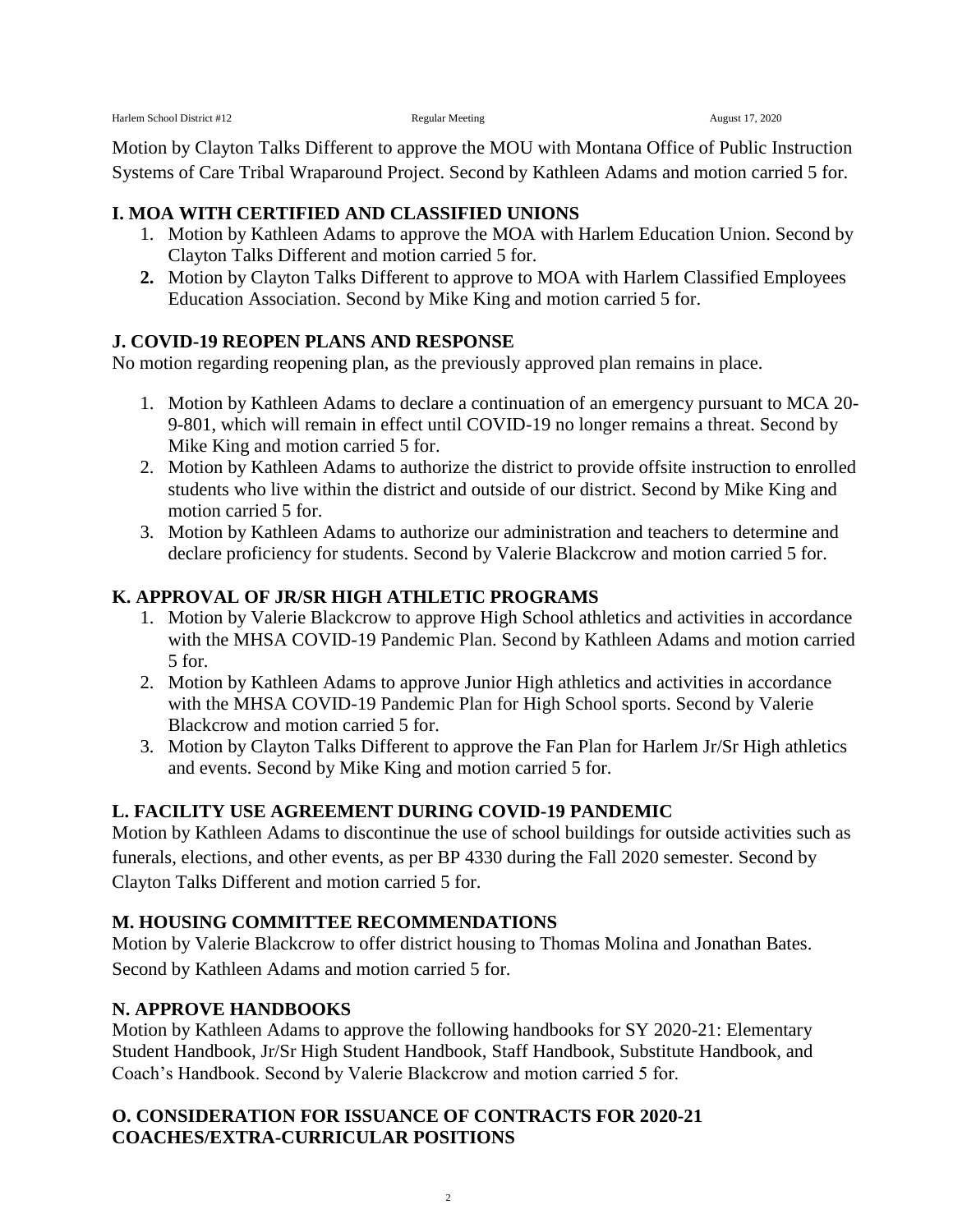Motion by Clayton Talks Different to approve the MOU with Montana Office of Public Instruction Systems of Care Tribal Wraparound Project. Second by Kathleen Adams and motion carried 5 for.

## I. MOA WITH CERTIFIED AND CLASSIFIED UNIONS

1. Motion by Kathleen Adams to approve the MOA with Harlem Education Union. Second by Clayton Talks Different and motion carried 5 for.
2. Motion by Clayton Talks Different to approve to MOA with Harlem Classified Employees Education Association. Second by Mike King and motion carried 5 for.

## J. COVID-19 REOPEN PLANS AND RESPONSE

No motion regarding reopening plan, as the previously approved plan remains in place.

1. Motion by Kathleen Adams to declare a continuation of an emergency pursuant to MCA 20-9-801, which will remain in effect until COVID-19 no longer remains a threat. Second by Mike King and motion carried 5 for.
2. Motion by Kathleen Adams to authorize the district to provide offsite instruction to enrolled students who live within the district and outside of our district. Second by Mike King and motion carried 5 for.
3. Motion by Kathleen Adams to authorize our administration and teachers to determine and declare proficiency for students. Second by Valerie Blackcrow and motion carried 5 for.

## K. APPROVAL OF JR/SR HIGH ATHLETIC PROGRAMS

1. Motion by Valerie Blackcrow to approve High School athletics and activities in accordance with the MHSA COVID-19 Pandemic Plan. Second by Kathleen Adams and motion carried 5 for.
2. Motion by Kathleen Adams to approve Junior High athletics and activities in accordance with the MHSA COVID-19 Pandemic Plan for High School sports. Second by Valerie Blackcrow and motion carried 5 for.
3. Motion by Clayton Talks Different to approve the Fan Plan for Harlem Jr/Sr High athletics and events. Second by Mike King and motion carried 5 for.

## L. FACILITY USE AGREEMENT DURING COVID-19 PANDEMIC

Motion by Kathleen Adams to discontinue the use of school buildings for outside activities such as funerals, elections, and other events, as per BP 4330 during the Fall 2020 semester. Second by Clayton Talks Different and motion carried 5 for.

## M. HOUSING COMMITTEE RECOMMENDATIONS

Motion by Valerie Blackcrow to offer district housing to Thomas Molina and Jonathan Bates. Second by Kathleen Adams and motion carried 5 for.

## N. APPROVE HANDBOOKS

Motion by Kathleen Adams to approve the following handbooks for SY 2020-21: Elementary Student Handbook, Jr/Sr High Student Handbook, Staff Handbook, Substitute Handbook, and Coach's Handbook. Second by Valerie Blackcrow and motion carried 5 for.

## O. CONSIDERATION FOR ISSUANCE OF CONTRACTS FOR 2020-21 COACHES/EXTRA-CURRICULAR POSITIONS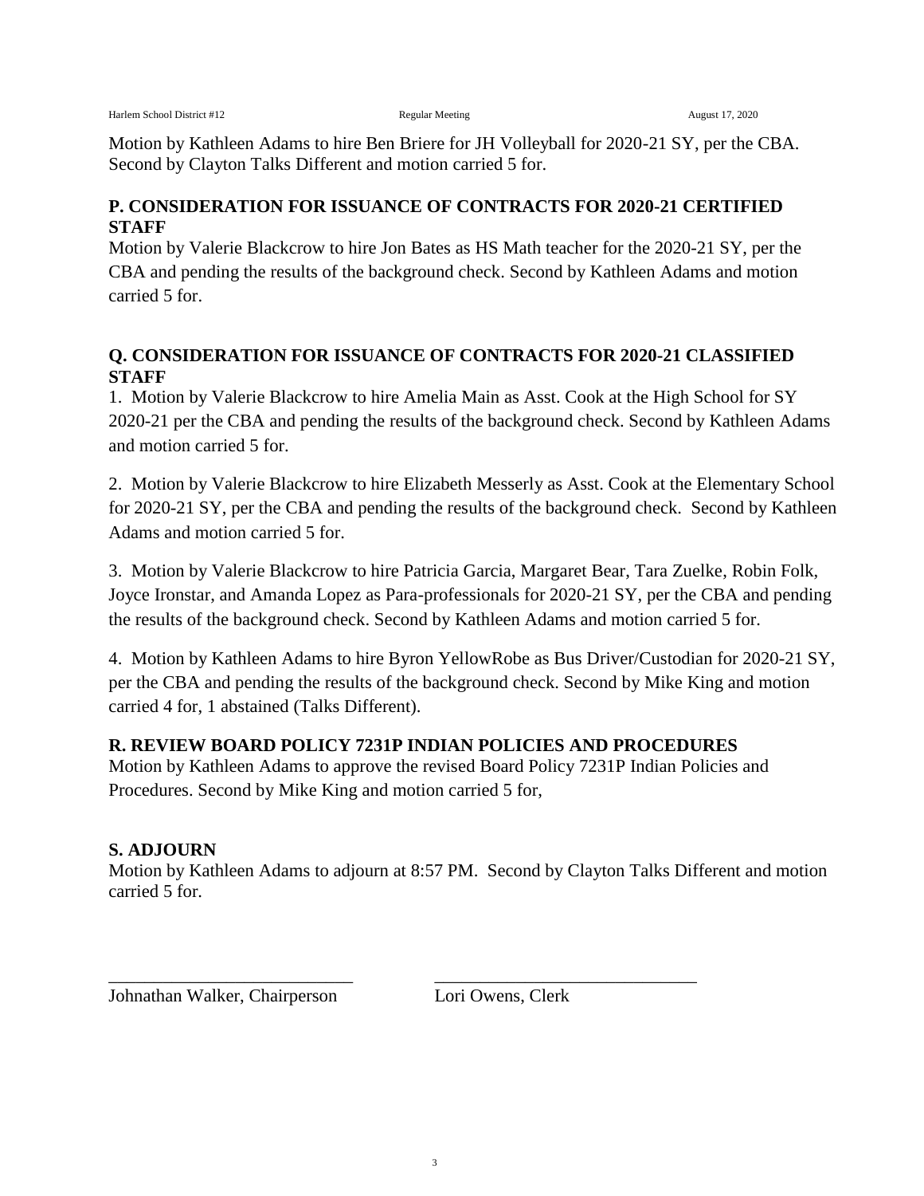Motion by Kathleen Adams to hire Ben Briere for JH Volleyball for 2020-21 SY, per the CBA. Second by Clayton Talks Different and motion carried 5 for.

**P. CONSIDERATION FOR ISSUANCE OF CONTRACTS FOR 2020-21 CERTIFIED STAFF**

Motion by Valerie Blackcrow to hire Jon Bates as HS Math teacher for the 2020-21 SY, per the CBA and pending the results of the background check. Second by Kathleen Adams and motion carried 5 for.

**Q. CONSIDERATION FOR ISSUANCE OF CONTRACTS FOR 2020-21 CLASSIFIED STAFF**

1. Motion by Valerie Blackcrow to hire Amelia Main as Asst. Cook at the High School for SY 2020-21 per the CBA and pending the results of the background check. Second by Kathleen Adams and motion carried 5 for.

2. Motion by Valerie Blackcrow to hire Elizabeth Messerly as Asst. Cook at the Elementary School for 2020-21 SY, per the CBA and pending the results of the background check. Second by Kathleen Adams and motion carried 5 for.

3. Motion by Valerie Blackcrow to hire Patricia Garcia, Margaret Bear, Tara Zuelke, Robin Folk, Joyce Ironstar, and Amanda Lopez as Para-professionals for 2020-21 SY, per the CBA and pending the results of the background check. Second by Kathleen Adams and motion carried 5 for.

4. Motion by Kathleen Adams to hire Byron YellowRobe as Bus Driver/Custodian for 2020-21 SY, per the CBA and pending the results of the background check. Second by Mike King and motion carried 4 for, 1 abstained (Talks Different).

**R. REVIEW BOARD POLICY 7231P INDIAN POLICIES AND PROCEDURES**

Motion by Kathleen Adams to approve the revised Board Policy 7231P Indian Policies and Procedures. Second by Mike King and motion carried 5 for,

**S. ADJOURN**

Motion by Kathleen Adams to adjourn at 8:57 PM. Second by Clayton Talks Different and motion carried 5 for.

\_\_\_\_\_\_\_\_\_\_\_\_\_\_\_\_\_\_\_\_\_\_\_\_\_\_\_\_ \_\_\_\_\_\_\_\_\_\_\_\_\_\_\_\_\_\_\_\_\_\_\_\_\_\_\_\_\_\_

Johnathan Walker, Chairperson Lori Owens, Clerk